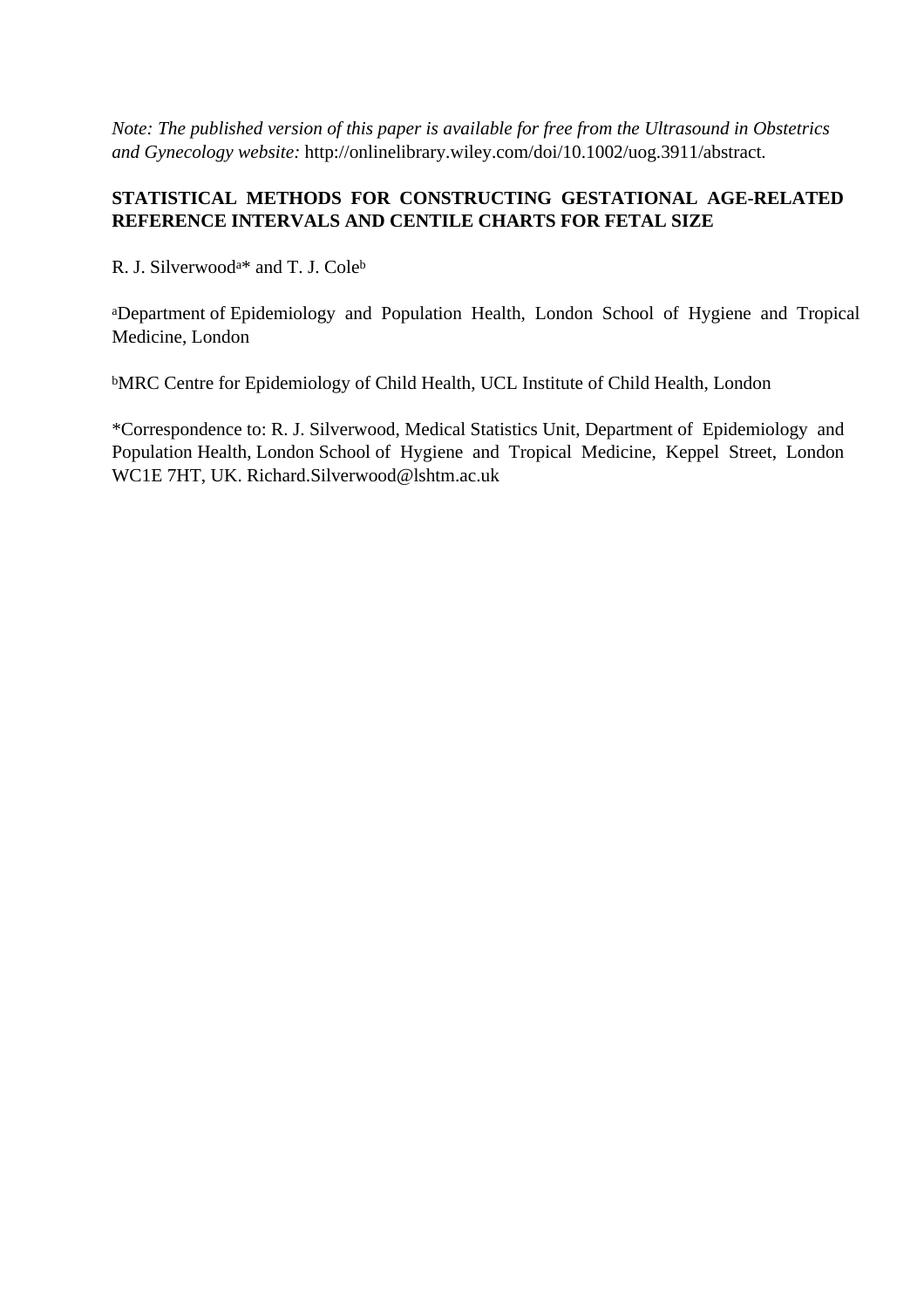*Note: The published version of this paper is available for free from the Ultrasound in Obstetrics and Gynecology website:* http://onlinelibrary.wiley.com/doi/10.1002/uog.3911/abstract.

# STATISTICAL METHODS FOR CONSTRUCTING GESTATIONAL AGE-RELATED REFERENCE INTERVALS AND CENTILE CHARTS FOR FETAL SIZE

R. J. Silverwood[a]* and T. J. Cole[b]

[a]Department of Epidemiology and Population Health, London School of Hygiene and Tropical Medicine, London

[b]MRC Centre for Epidemiology of Child Health, UCL Institute of Child Health, London

*Correspondence to: R. J. Silverwood, Medical Statistics Unit, Department of Epidemiology and Population Health, London School of Hygiene and Tropical Medicine, Keppel Street, London WC1E 7HT, UK. Richard.Silverwood@lshtm.ac.uk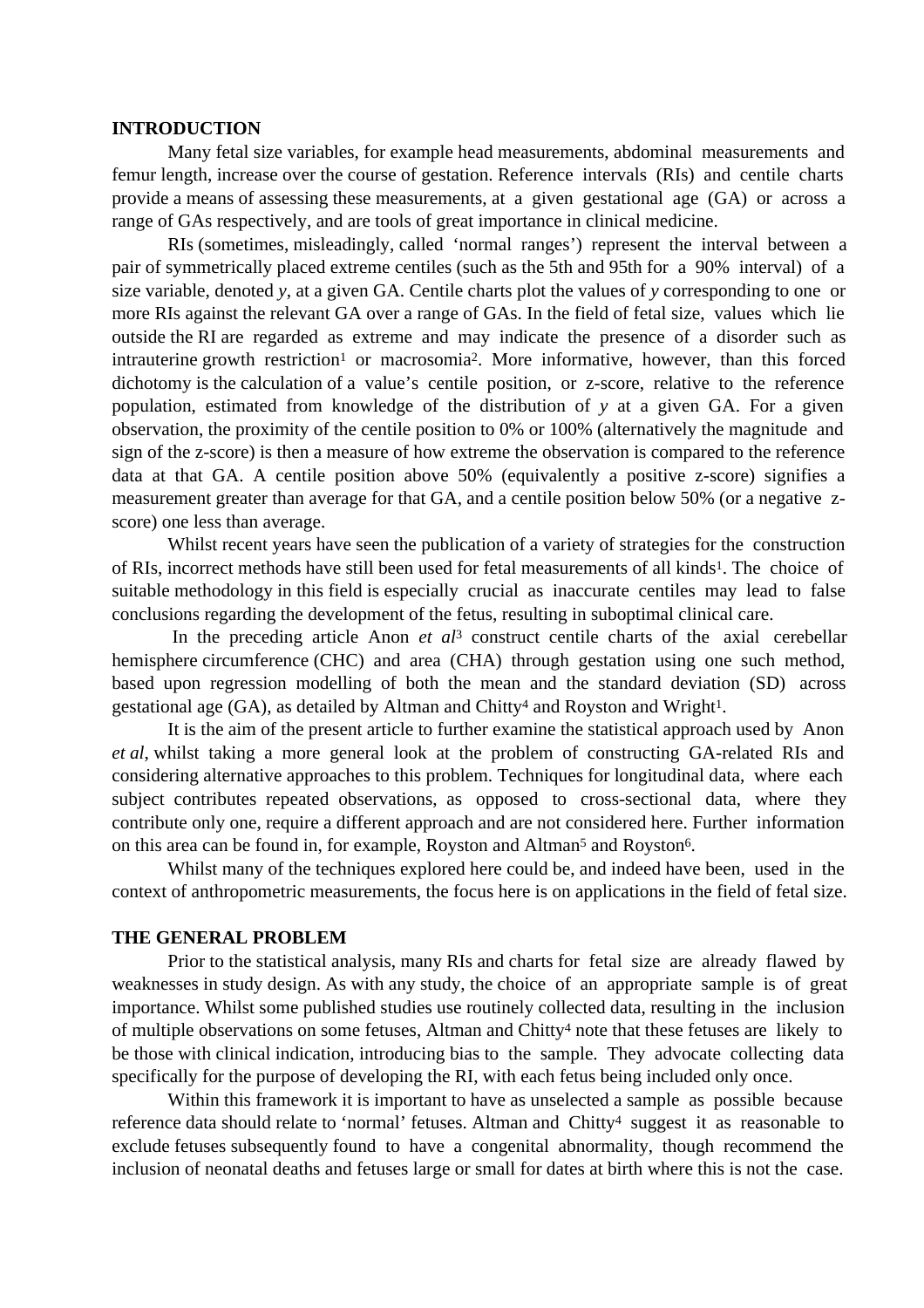## INTRODUCTION

Many fetal size variables, for example head measurements, abdominal measurements and femur length, increase over the course of gestation. Reference intervals (RIs) and centile charts provide a means of assessing these measurements, at a given gestational age (GA) or across a range of GAs respectively, and are tools of great importance in clinical medicine.

RIs (sometimes, misleadingly, called 'normal ranges') represent the interval between a pair of symmetrically placed extreme centiles (such as the 5th and 95th for a 90% interval) of a size variable, denoted *y*, at a given GA. Centile charts plot the values of *y* corresponding to one or more RIs against the relevant GA over a range of GAs. In the field of fetal size, values which lie outside the RI are regarded as extreme and may indicate the presence of a disorder such as intrauterine growth restriction[1] or macrosomia[2]. More informative, however, than this forced dichotomy is the calculation of a value's centile position, or z-score, relative to the reference population, estimated from knowledge of the distribution of *y* at a given GA. For a given observation, the proximity of the centile position to 0% or 100% (alternatively the magnitude and sign of the z-score) is then a measure of how extreme the observation is compared to the reference data at that GA. A centile position above 50% (equivalently a positive z-score) signifies a measurement greater than average for that GA, and a centile position below 50% (or a negative z-score) one less than average.

Whilst recent years have seen the publication of a variety of strategies for the construction of RIs, incorrect methods have still been used for fetal measurements of all kinds[1]. The choice of suitable methodology in this field is especially crucial as inaccurate centiles may lead to false conclusions regarding the development of the fetus, resulting in suboptimal clinical care.

In the preceding article Anon *et al*[3] construct centile charts of the axial cerebellar hemisphere circumference (CHC) and area (CHA) through gestation using one such method, based upon regression modelling of both the mean and the standard deviation (SD) across gestational age (GA), as detailed by Altman and Chitty[4] and Royston and Wright[1].

It is the aim of the present article to further examine the statistical approach used by Anon *et al*, whilst taking a more general look at the problem of constructing GA-related RIs and considering alternative approaches to this problem. Techniques for longitudinal data, where each subject contributes repeated observations, as opposed to cross-sectional data, where they contribute only one, require a different approach and are not considered here. Further information on this area can be found in, for example, Royston and Altman[5] and Royston[6].

Whilst many of the techniques explored here could be, and indeed have been, used in the context of anthropometric measurements, the focus here is on applications in the field of fetal size.

## THE GENERAL PROBLEM

Prior to the statistical analysis, many RIs and charts for fetal size are already flawed by weaknesses in study design. As with any study, the choice of an appropriate sample is of great importance. Whilst some published studies use routinely collected data, resulting in the inclusion of multiple observations on some fetuses, Altman and Chitty[4] note that these fetuses are likely to be those with clinical indication, introducing bias to the sample. They advocate collecting data specifically for the purpose of developing the RI, with each fetus being included only once.

Within this framework it is important to have as unselected a sample as possible because reference data should relate to 'normal' fetuses. Altman and Chitty[4] suggest it as reasonable to exclude fetuses subsequently found to have a congenital abnormality, though recommend the inclusion of neonatal deaths and fetuses large or small for dates at birth where this is not the case.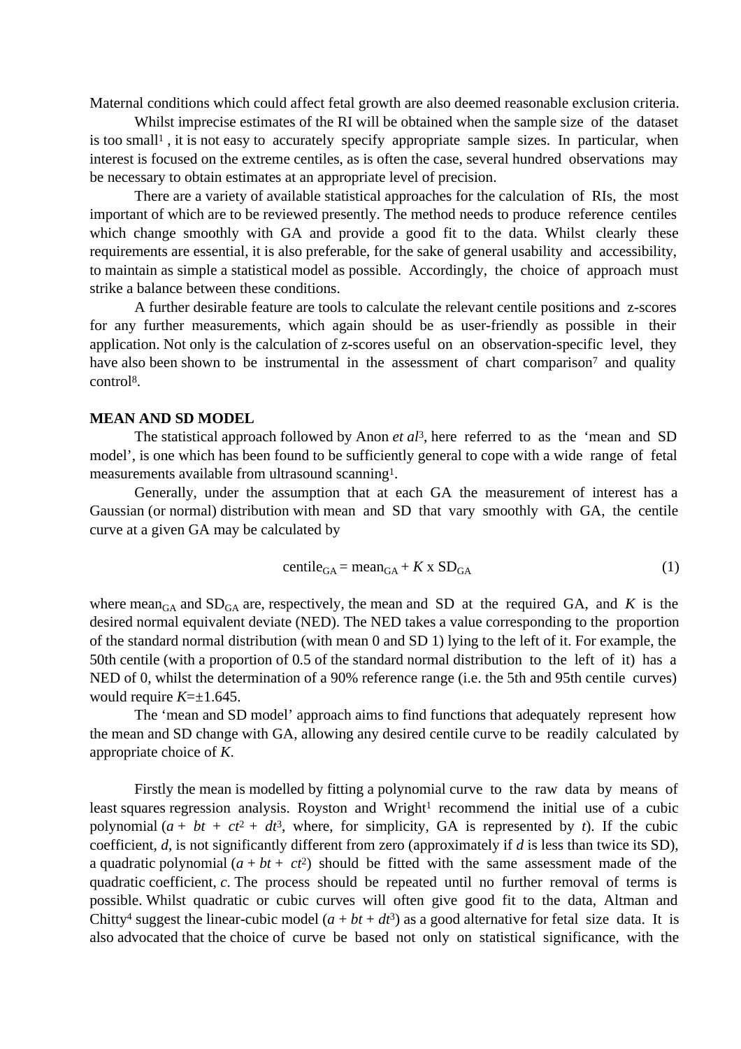Maternal conditions which could affect fetal growth are also deemed reasonable exclusion criteria.

Whilst imprecise estimates of the RI will be obtained when the sample size of the dataset is too small[1] , it is not easy to accurately specify appropriate sample sizes. In particular, when interest is focused on the extreme centiles, as is often the case, several hundred observations may be necessary to obtain estimates at an appropriate level of precision.

There are a variety of available statistical approaches for the calculation of RIs, the most important of which are to be reviewed presently. The method needs to produce reference centiles which change smoothly with GA and provide a good fit to the data. Whilst clearly these requirements are essential, it is also preferable, for the sake of general usability and accessibility, to maintain as simple a statistical model as possible. Accordingly, the choice of approach must strike a balance between these conditions.

A further desirable feature are tools to calculate the relevant centile positions and z-scores for any further measurements, which again should be as user-friendly as possible in their application. Not only is the calculation of z-scores useful on an observation-specific level, they have also been shown to be instrumental in the assessment of chart comparison[7] and quality control[8].

**MEAN AND SD MODEL**

The statistical approach followed by Anon *et al*[3], here referred to as the 'mean and SD model', is one which has been found to be sufficiently general to cope with a wide range of fetal measurements available from ultrasound scanning[1].

Generally, under the assumption that at each GA the measurement of interest has a Gaussian (or normal) distribution with mean and SD that vary smoothly with GA, the centile curve at a given GA may be calculated by

$$\text{centile}_{GA} = \text{mean}_{GA} + K \times \text{SD}_{GA} \tag{1}$$

where $\text{mean}_{GA}$ and $\text{SD}_{GA}$ are, respectively, the mean and SD at the required GA, and $K$ is the desired normal equivalent deviate (NED). The NED takes a value corresponding to the proportion of the standard normal distribution (with mean 0 and SD 1) lying to the left of it. For example, the 50th centile (with a proportion of 0.5 of the standard normal distribution to the left of it) has a NED of 0, whilst the determination of a 90% reference range (i.e. the 5th and 95th centile curves) would require $K=\pm1.645$.

The 'mean and SD model' approach aims to find functions that adequately represent how the mean and SD change with GA, allowing any desired centile curve to be readily calculated by appropriate choice of $K$.

Firstly the mean is modelled by fitting a polynomial curve to the raw data by means of least squares regression analysis. Royston and Wright[1] recommend the initial use of a cubic polynomial ($a + bt + ct^2 + dt^3$, where, for simplicity, GA is represented by $t$). If the cubic coefficient, $d$, is not significantly different from zero (approximately if $d$ is less than twice its SD), a quadratic polynomial ($a + bt + ct^2$) should be fitted with the same assessment made of the quadratic coefficient, $c$. The process should be repeated until no further removal of terms is possible. Whilst quadratic or cubic curves will often give good fit to the data, Altman and Chitty[4] suggest the linear-cubic model ($a + bt + dt^3$) as a good alternative for fetal size data. It is also advocated that the choice of curve be based not only on statistical significance, with the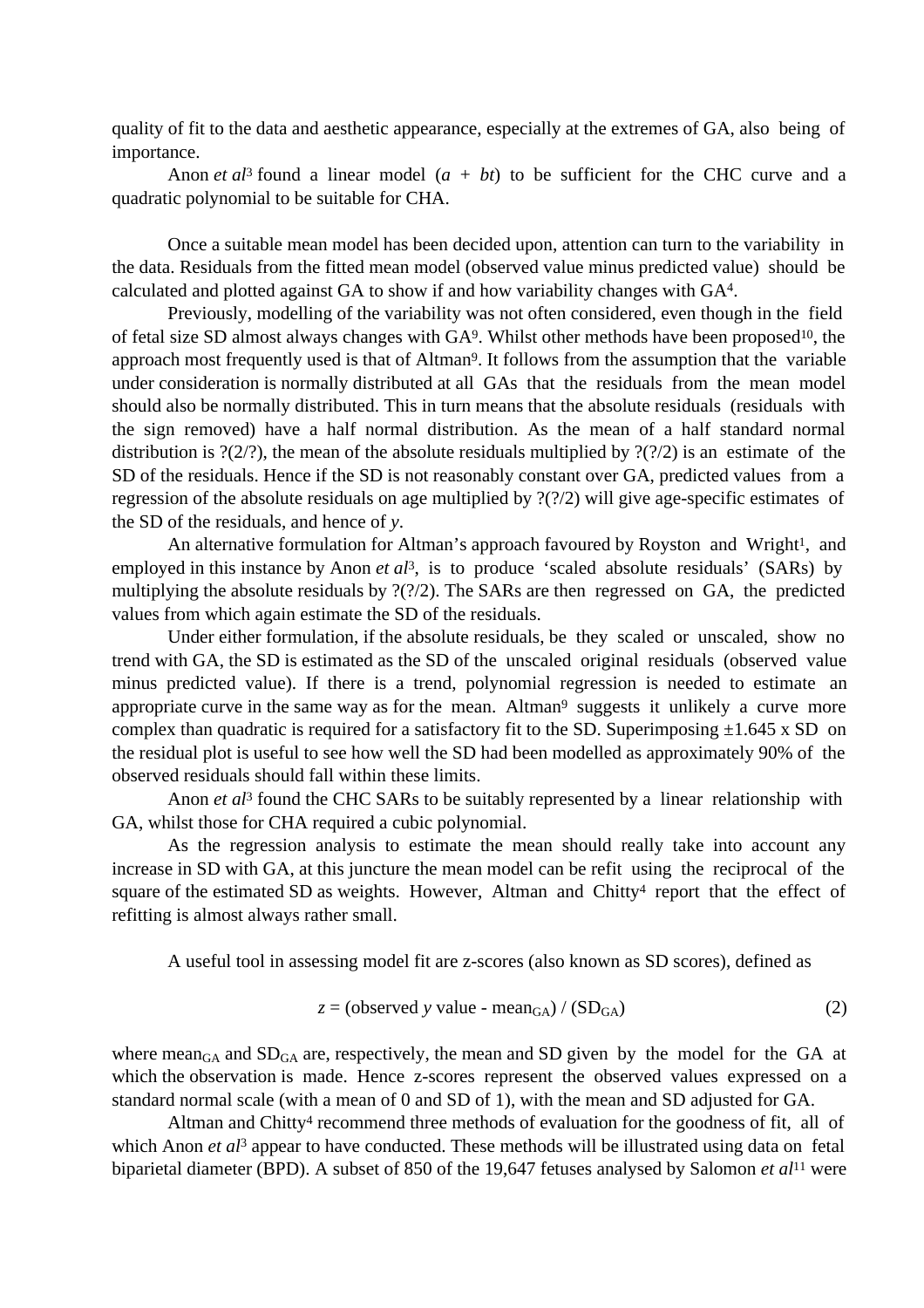quality of fit to the data and aesthetic appearance, especially at the extremes of GA, also being of importance.

Anon *et al*[3] found a linear model ($a + bt$) to be sufficient for the CHC curve and a quadratic polynomial to be suitable for CHA.

Once a suitable mean model has been decided upon, attention can turn to the variability in the data. Residuals from the fitted mean model (observed value minus predicted value) should be calculated and plotted against GA to show if and how variability changes with GA[4].

Previously, modelling of the variability was not often considered, even though in the field of fetal size SD almost always changes with GA[9]. Whilst other methods have been proposed[10], the approach most frequently used is that of Altman[9]. It follows from the assumption that the variable under consideration is normally distributed at all GAs that the residuals from the mean model should also be normally distributed. This in turn means that the absolute residuals (residuals with the sign removed) have a half normal distribution. As the mean of a half standard normal distribution is ?(2/?), the mean of the absolute residuals multiplied by ?(?/2) is an estimate of the SD of the residuals. Hence if the SD is not reasonably constant over GA, predicted values from a regression of the absolute residuals on age multiplied by ?(?/2) will give age-specific estimates of the SD of the residuals, and hence of *y*.

An alternative formulation for Altman's approach favoured by Royston and Wright[1], and employed in this instance by Anon *et al*[3], is to produce 'scaled absolute residuals' (SARs) by multiplying the absolute residuals by ?(?/2). The SARs are then regressed on GA, the predicted values from which again estimate the SD of the residuals.

Under either formulation, if the absolute residuals, be they scaled or unscaled, show no trend with GA, the SD is estimated as the SD of the unscaled original residuals (observed value minus predicted value). If there is a trend, polynomial regression is needed to estimate an appropriate curve in the same way as for the mean. Altman[9] suggests it unlikely a curve more complex than quadratic is required for a satisfactory fit to the SD. Superimposing ±1.645 x SD on the residual plot is useful to see how well the SD had been modelled as approximately 90% of the observed residuals should fall within these limits.

Anon *et al*[3] found the CHC SARs to be suitably represented by a linear relationship with GA, whilst those for CHA required a cubic polynomial.

As the regression analysis to estimate the mean should really take into account any increase in SD with GA, at this juncture the mean model can be refit using the reciprocal of the square of the estimated SD as weights. However, Altman and Chitty[4] report that the effect of refitting is almost always rather small.

A useful tool in assessing model fit are z-scores (also known as SD scores), defined as

$$z = (\text{observed } y \text{ value - mean}_{GA}) / (\text{SD}_{GA}) \tag{2}$$

where $\text{mean}_{GA}$ and $\text{SD}_{GA}$ are, respectively, the mean and SD given by the model for the GA at which the observation is made. Hence z-scores represent the observed values expressed on a standard normal scale (with a mean of 0 and SD of 1), with the mean and SD adjusted for GA.

Altman and Chitty[4] recommend three methods of evaluation for the goodness of fit, all of which Anon *et al*[3] appear to have conducted. These methods will be illustrated using data on fetal biparietal diameter (BPD). A subset of 850 of the 19,647 fetuses analysed by Salomon *et al*[11] were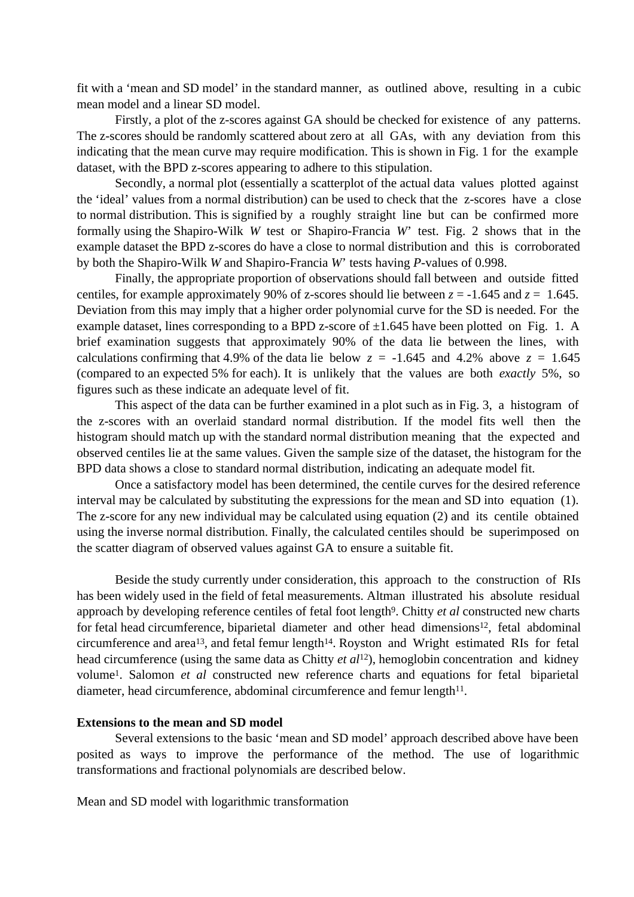fit with a 'mean and SD model' in the standard manner, as outlined above, resulting in a cubic mean model and a linear SD model.

Firstly, a plot of the z-scores against GA should be checked for existence of any patterns. The z-scores should be randomly scattered about zero at all GAs, with any deviation from this indicating that the mean curve may require modification. This is shown in Fig. 1 for the example dataset, with the BPD z-scores appearing to adhere to this stipulation.

Secondly, a normal plot (essentially a scatterplot of the actual data values plotted against the 'ideal' values from a normal distribution) can be used to check that the z-scores have a close to normal distribution. This is signified by a roughly straight line but can be confirmed more formally using the Shapiro-Wilk *W* test or Shapiro-Francia *W*' test. Fig. 2 shows that in the example dataset the BPD z-scores do have a close to normal distribution and this is corroborated by both the Shapiro-Wilk *W* and Shapiro-Francia *W*' tests having *P*-values of 0.998.

Finally, the appropriate proportion of observations should fall between and outside fitted centiles, for example approximately 90% of z-scores should lie between $z = -1.645$ and $z = 1.645$. Deviation from this may imply that a higher order polynomial curve for the SD is needed. For the example dataset, lines corresponding to a BPD z-score of $\pm 1.645$ have been plotted on Fig. 1. A brief examination suggests that approximately 90% of the data lie between the lines, with calculations confirming that 4.9% of the data lie below $z = -1.645$ and 4.2% above $z = 1.645$ (compared to an expected 5% for each). It is unlikely that the values are both *exactly* 5%, so figures such as these indicate an adequate level of fit.

This aspect of the data can be further examined in a plot such as in Fig. 3, a histogram of the z-scores with an overlaid standard normal distribution. If the model fits well then the histogram should match up with the standard normal distribution meaning that the expected and observed centiles lie at the same values. Given the sample size of the dataset, the histogram for the BPD data shows a close to standard normal distribution, indicating an adequate model fit.

Once a satisfactory model has been determined, the centile curves for the desired reference interval may be calculated by substituting the expressions for the mean and SD into equation (1). The z-score for any new individual may be calculated using equation (2) and its centile obtained using the inverse normal distribution. Finally, the calculated centiles should be superimposed on the scatter diagram of observed values against GA to ensure a suitable fit.

Beside the study currently under consideration, this approach to the construction of RIs has been widely used in the field of fetal measurements. Altman illustrated his absolute residual approach by developing reference centiles of fetal foot length[9]. Chitty *et al* constructed new charts for fetal head circumference, biparietal diameter and other head dimensions[12], fetal abdominal circumference and area[13], and fetal femur length[14]. Royston and Wright estimated RIs for fetal head circumference (using the same data as Chitty *et al*[12]), hemoglobin concentration and kidney volume[1]. Salomon *et al* constructed new reference charts and equations for fetal biparietal diameter, head circumference, abdominal circumference and femur length[11].

**Extensions to the mean and SD model**

Several extensions to the basic 'mean and SD model' approach described above have been posited as ways to improve the performance of the method. The use of logarithmic transformations and fractional polynomials are described below.

Mean and SD model with logarithmic transformation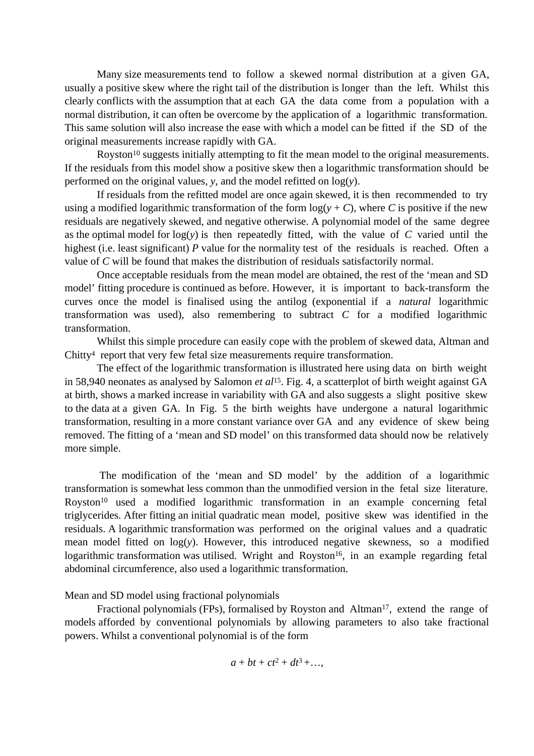Many size measurements tend to follow a skewed normal distribution at a given GA, usually a positive skew where the right tail of the distribution is longer than the left. Whilst this clearly conflicts with the assumption that at each GA the data come from a population with a normal distribution, it can often be overcome by the application of a logarithmic transformation. This same solution will also increase the ease with which a model can be fitted if the SD of the original measurements increase rapidly with GA.

Royston[10] suggests initially attempting to fit the mean model to the original measurements. If the residuals from this model show a positive skew then a logarithmic transformation should be performed on the original values, $y$, and the model refitted on $\log(y)$.

If residuals from the refitted model are once again skewed, it is then recommended to try using a modified logarithmic transformation of the form $\log(y + C)$, where $C$ is positive if the new residuals are negatively skewed, and negative otherwise. A polynomial model of the same degree as the optimal model for $\log(y)$ is then repeatedly fitted, with the value of $C$ varied until the highest (i.e. least significant) $P$ value for the normality test of the residuals is reached. Often a value of $C$ will be found that makes the distribution of residuals satisfactorily normal.

Once acceptable residuals from the mean model are obtained, the rest of the 'mean and SD model' fitting procedure is continued as before. However, it is important to back-transform the curves once the model is finalised using the antilog (exponential if a *natural* logarithmic transformation was used), also remembering to subtract $C$ for a modified logarithmic transformation.

Whilst this simple procedure can easily cope with the problem of skewed data, Altman and Chitty[4] report that very few fetal size measurements require transformation.

The effect of the logarithmic transformation is illustrated here using data on birth weight in 58,940 neonates as analysed by Salomon *et al*[15]. Fig. 4, a scatterplot of birth weight against GA at birth, shows a marked increase in variability with GA and also suggests a slight positive skew to the data at a given GA. In Fig. 5 the birth weights have undergone a natural logarithmic transformation, resulting in a more constant variance over GA and any evidence of skew being removed. The fitting of a 'mean and SD model' on this transformed data should now be relatively more simple.

The modification of the 'mean and SD model' by the addition of a logarithmic transformation is somewhat less common than the unmodified version in the fetal size literature. Royston[10] used a modified logarithmic transformation in an example concerning fetal triglycerides. After fitting an initial quadratic mean model, positive skew was identified in the residuals. A logarithmic transformation was performed on the original values and a quadratic mean model fitted on $\log(y)$. However, this introduced negative skewness, so a modified logarithmic transformation was utilised. Wright and Royston[16], in an example regarding fetal abdominal circumference, also used a logarithmic transformation.

Mean and SD model using fractional polynomials

Fractional polynomials (FPs), formalised by Royston and Altman[17], extend the range of models afforded by conventional polynomials by allowing parameters to also take fractional powers. Whilst a conventional polynomial is of the form

$$a + bt + ct^2 + dt^3 + \ldots,$$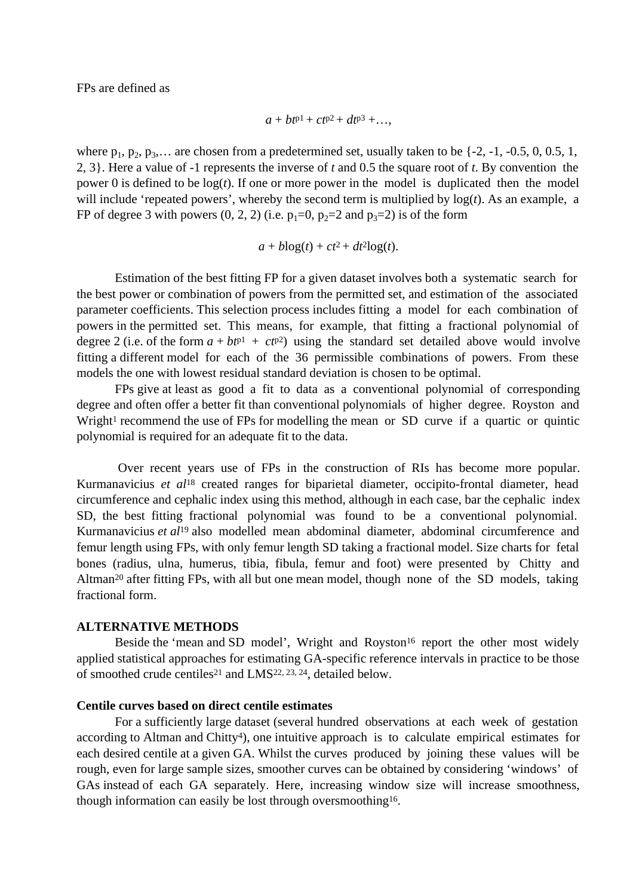FPs are defined as

$$a + bt^{p1} + ct^{p2} + dt^{p3} + \ldots,$$

where $p_1$, $p_2$, $p_3$,… are chosen from a predetermined set, usually taken to be {-2, -1, -0.5, 0, 0.5, 1, 2, 3}. Here a value of -1 represents the inverse of *t* and 0.5 the square root of *t*. By convention the power 0 is defined to be log(*t*). If one or more power in the model is duplicated then the model will include 'repeated powers', whereby the second term is multiplied by log(*t*). As an example, a FP of degree 3 with powers (0, 2, 2) (i.e. $p_1$=0, $p_2$=2 and $p_3$=2) is of the form

$$a + b\log(t) + ct^2 + dt^2\log(t).$$

Estimation of the best fitting FP for a given dataset involves both a systematic search for the best power or combination of powers from the permitted set, and estimation of the associated parameter coefficients. This selection process includes fitting a model for each combination of powers in the permitted set. This means, for example, that fitting a fractional polynomial of degree 2 (i.e. of the form $a + bt^{p1} + ct^{p2}$) using the standard set detailed above would involve fitting a different model for each of the 36 permissible combinations of powers. From these models the one with lowest residual standard deviation is chosen to be optimal.

FPs give at least as good a fit to data as a conventional polynomial of corresponding degree and often offer a better fit than conventional polynomials of higher degree. Royston and Wright[1] recommend the use of FPs for modelling the mean or SD curve if a quartic or quintic polynomial is required for an adequate fit to the data.

Over recent years use of FPs in the construction of RIs has become more popular. Kurmanavicius *et al*[18] created ranges for biparietal diameter, occipito-frontal diameter, head circumference and cephalic index using this method, although in each case, bar the cephalic index SD, the best fitting fractional polynomial was found to be a conventional polynomial. Kurmanavicius *et al*[19] also modelled mean abdominal diameter, abdominal circumference and femur length using FPs, with only femur length SD taking a fractional model. Size charts for fetal bones (radius, ulna, humerus, tibia, fibula, femur and foot) were presented by Chitty and Altman[20] after fitting FPs, with all but one mean model, though none of the SD models, taking fractional form.

## ALTERNATIVE METHODS

Beside the 'mean and SD model', Wright and Royston[16] report the other most widely applied statistical approaches for estimating GA-specific reference intervals in practice to be those of smoothed crude centiles[21] and LMS[22, 23, 24], detailed below.

### Centile curves based on direct centile estimates

For a sufficiently large dataset (several hundred observations at each week of gestation according to Altman and Chitty[4]), one intuitive approach is to calculate empirical estimates for each desired centile at a given GA. Whilst the curves produced by joining these values will be rough, even for large sample sizes, smoother curves can be obtained by considering 'windows' of GAs instead of each GA separately. Here, increasing window size will increase smoothness, though information can easily be lost through oversmoothing[16].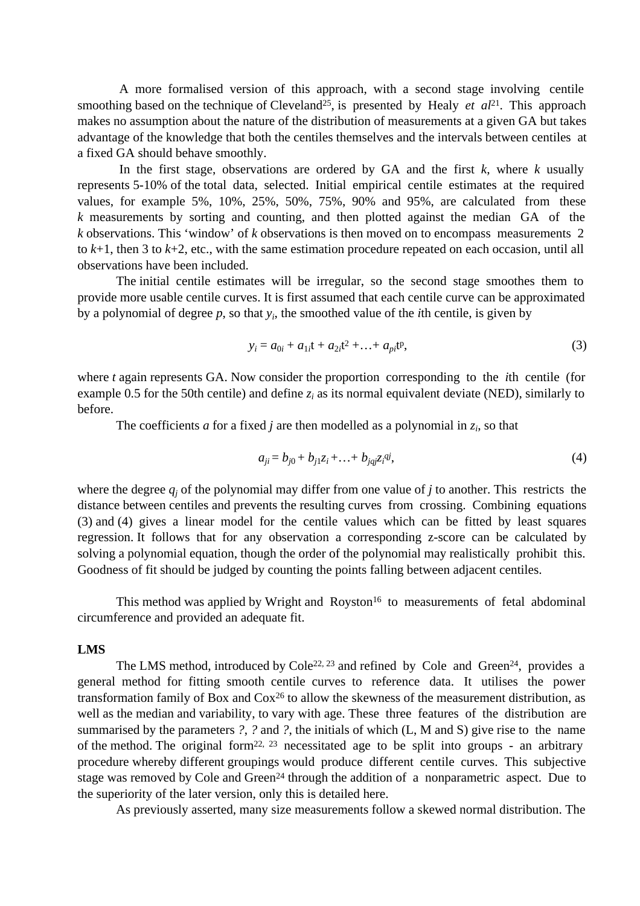A more formalised version of this approach, with a second stage involving centile smoothing based on the technique of Cleveland[25], is presented by Healy *et al*[21]. This approach makes no assumption about the nature of the distribution of measurements at a given GA but takes advantage of the knowledge that both the centiles themselves and the intervals between centiles at a fixed GA should behave smoothly.

In the first stage, observations are ordered by GA and the first $k$, where $k$ usually represents 5-10% of the total data, selected. Initial empirical centile estimates at the required values, for example 5%, 10%, 25%, 50%, 75%, 90% and 95%, are calculated from these $k$ measurements by sorting and counting, and then plotted against the median GA of the $k$ observations. This 'window' of $k$ observations is then moved on to encompass measurements 2 to $k$+1, then 3 to $k$+2, etc., with the same estimation procedure repeated on each occasion, until all observations have been included.

The initial centile estimates will be irregular, so the second stage smoothes them to provide more usable centile curves. It is first assumed that each centile curve can be approximated by a polynomial of degree $p$, so that $y_i$, the smoothed value of the $i$th centile, is given by

$$y_i = a_{0i} + a_{1i}t + a_{2i}t^2 + \ldots + a_{pi}t^p, \tag{3}$$

where $t$ again represents GA. Now consider the proportion corresponding to the $i$th centile (for example 0.5 for the 50th centile) and define $z_i$ as its normal equivalent deviate (NED), similarly to before.

The coefficients $a$ for a fixed $j$ are then modelled as a polynomial in $z_i$, so that

$$a_{ji} = b_{j0} + b_{j1}z_i + \ldots + b_{jq_j}z_i^{q_j}, \tag{4}$$

where the degree $q_j$ of the polynomial may differ from one value of $j$ to another. This restricts the distance between centiles and prevents the resulting curves from crossing. Combining equations (3) and (4) gives a linear model for the centile values which can be fitted by least squares regression. It follows that for any observation a corresponding z-score can be calculated by solving a polynomial equation, though the order of the polynomial may realistically prohibit this. Goodness of fit should be judged by counting the points falling between adjacent centiles.

This method was applied by Wright and Royston[16] to measurements of fetal abdominal circumference and provided an adequate fit.

**LMS**

The LMS method, introduced by Cole[22, 23] and refined by Cole and Green[24], provides a general method for fitting smooth centile curves to reference data. It utilises the power transformation family of Box and Cox[26] to allow the skewness of the measurement distribution, as well as the median and variability, to vary with age. These three features of the distribution are summarised by the parameters ?, ? and ?, the initials of which (L, M and S) give rise to the name of the method. The original form[22, 23] necessitated age to be split into groups - an arbitrary procedure whereby different groupings would produce different centile curves. This subjective stage was removed by Cole and Green[24] through the addition of a nonparametric aspect. Due to the superiority of the later version, only this is detailed here.

As previously asserted, many size measurements follow a skewed normal distribution. The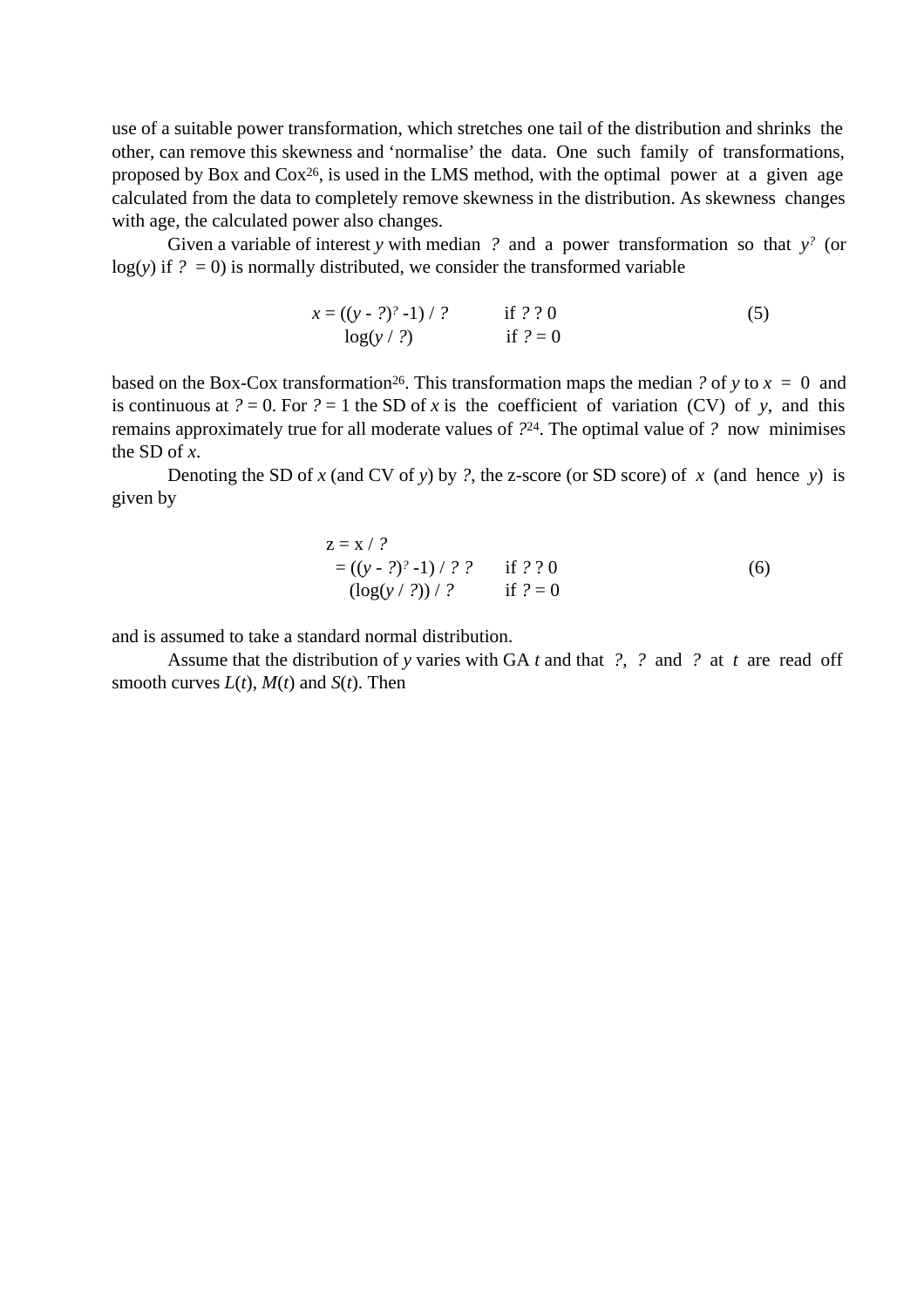use of a suitable power transformation, which stretches one tail of the distribution and shrinks the other, can remove this skewness and 'normalise' the data. One such family of transformations, proposed by Box and Cox[26], is used in the LMS method, with the optimal power at a given age calculated from the data to completely remove skewness in the distribution. As skewness changes with age, the calculated power also changes.

Given a variable of interest *y* with median ? and a power transformation so that $y^{?}$ (or log(*y*) if ? = 0) is normally distributed, we consider the transformed variable

$$x = ((y - ?)^{?} - 1) / ? \qquad \text{if } ? \; ? \; 0 \qquad\qquad (5)$$
$$\log(y / ?) \qquad \text{if } ? = 0$$

based on the Box-Cox transformation[26]. This transformation maps the median ? of *y* to *x* = 0 and is continuous at ? = 0. For ? = 1 the SD of *x* is the coefficient of variation (CV) of *y*, and this remains approximately true for all moderate values of ?[24]. The optimal value of ? now minimises the SD of *x*.

Denoting the SD of *x* (and CV of *y*) by ?, the z-score (or SD score) of *x* (and hence *y*) is given by

$$z = x / ?$$
$$= ((y - ?)^{?} - 1) / ? \; ? \qquad \text{if } ? \; ? \; 0 \qquad\qquad (6)$$
$$(\log(y / ?)) / ? \qquad \text{if } ? = 0$$

and is assumed to take a standard normal distribution.

Assume that the distribution of *y* varies with GA *t* and that ?, ? and ? at *t* are read off smooth curves *L*(*t*), *M*(*t*) and *S*(*t*). Then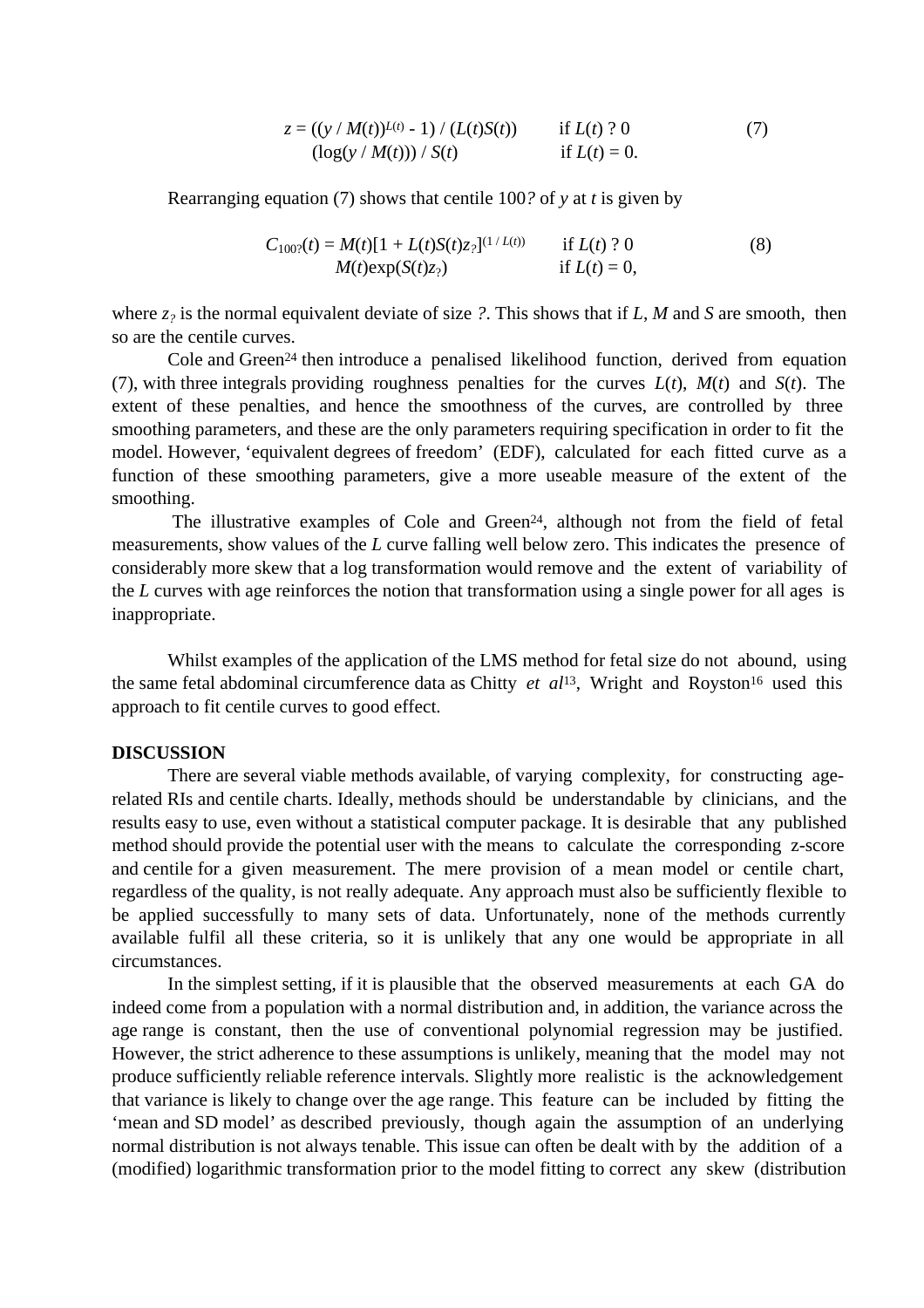$$z = ((y / M(t))^{L(t)} - 1) / (L(t)S(t)) \qquad \text{if } L(t) \neq 0 \qquad (7)$$
$$(\log(y / M(t))) / S(t) \qquad \text{if } L(t) = 0.$$

Rearranging equation (7) shows that centile $100\alpha$ of $y$ at $t$ is given by

$$C_{100\alpha}(t) = M(t)[1 + L(t)S(t)z_{\alpha}]^{(1 / L(t))} \qquad \text{if } L(t) \neq 0 \qquad (8)$$
$$M(t)\exp(S(t)z_{\alpha}) \qquad \text{if } L(t) = 0,$$

where $z_{\alpha}$ is the normal equivalent deviate of size $\alpha$. This shows that if $L$, $M$ and $S$ are smooth, then so are the centile curves.

Cole and Green[24] then introduce a penalised likelihood function, derived from equation (7), with three integrals providing roughness penalties for the curves $L(t)$, $M(t)$ and $S(t)$. The extent of these penalties, and hence the smoothness of the curves, are controlled by three smoothing parameters, and these are the only parameters requiring specification in order to fit the model. However, 'equivalent degrees of freedom' (EDF), calculated for each fitted curve as a function of these smoothing parameters, give a more useable measure of the extent of the smoothing.

The illustrative examples of Cole and Green[24], although not from the field of fetal measurements, show values of the $L$ curve falling well below zero. This indicates the presence of considerably more skew that a log transformation would remove and the extent of variability of the $L$ curves with age reinforces the notion that transformation using a single power for all ages is inappropriate.

Whilst examples of the application of the LMS method for fetal size do not abound, using the same fetal abdominal circumference data as Chitty *et al*[13], Wright and Royston[16] used this approach to fit centile curves to good effect.

**DISCUSSION**

There are several viable methods available, of varying complexity, for constructing age-related RIs and centile charts. Ideally, methods should be understandable by clinicians, and the results easy to use, even without a statistical computer package. It is desirable that any published method should provide the potential user with the means to calculate the corresponding z-score and centile for a given measurement. The mere provision of a mean model or centile chart, regardless of the quality, is not really adequate. Any approach must also be sufficiently flexible to be applied successfully to many sets of data. Unfortunately, none of the methods currently available fulfil all these criteria, so it is unlikely that any one would be appropriate in all circumstances.

In the simplest setting, if it is plausible that the observed measurements at each GA do indeed come from a population with a normal distribution and, in addition, the variance across the age range is constant, then the use of conventional polynomial regression may be justified. However, the strict adherence to these assumptions is unlikely, meaning that the model may not produce sufficiently reliable reference intervals. Slightly more realistic is the acknowledgement that variance is likely to change over the age range. This feature can be included by fitting the 'mean and SD model' as described previously, though again the assumption of an underlying normal distribution is not always tenable. This issue can often be dealt with by the addition of a (modified) logarithmic transformation prior to the model fitting to correct any skew (distribution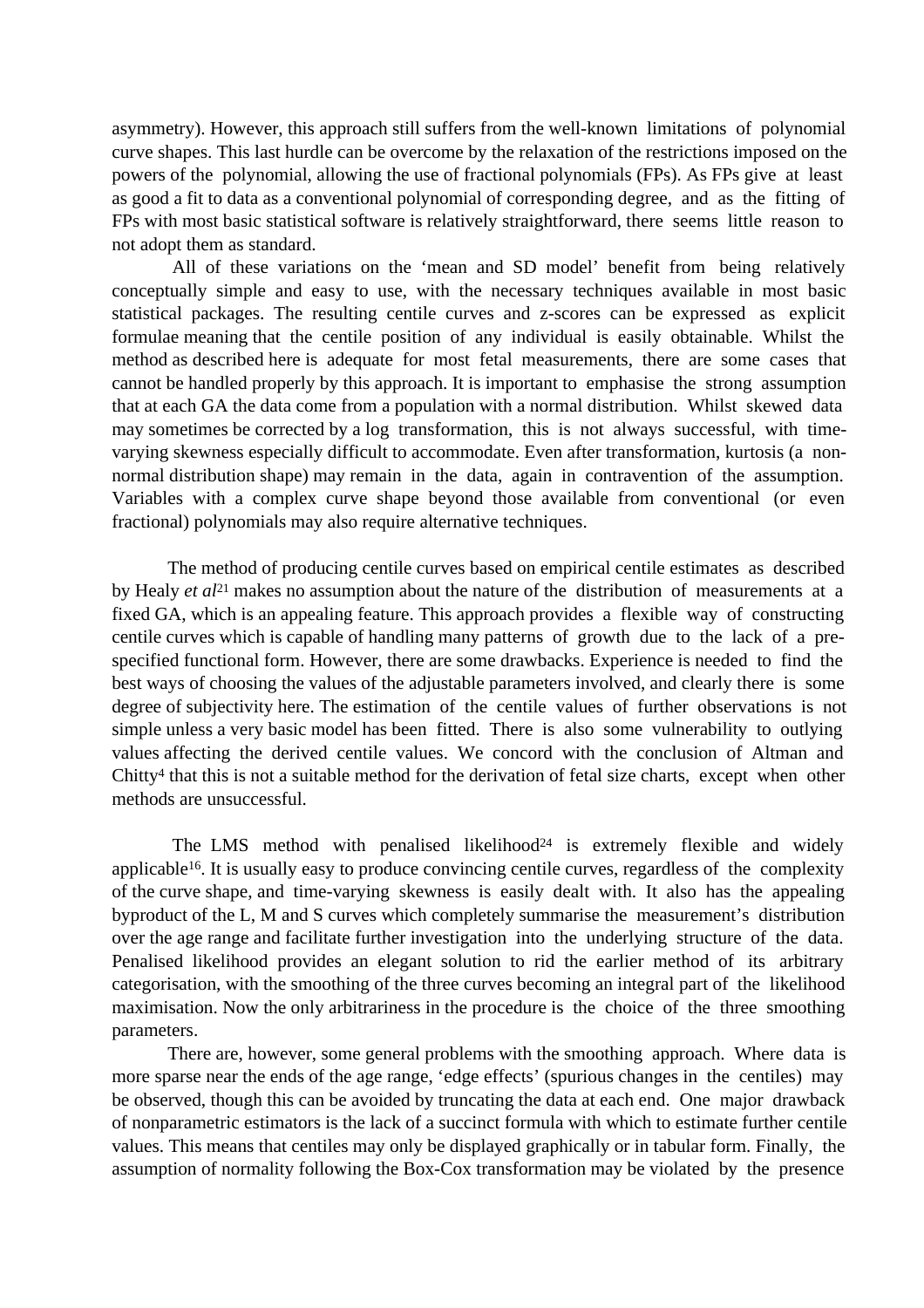asymmetry). However, this approach still suffers from the well-known limitations of polynomial curve shapes. This last hurdle can be overcome by the relaxation of the restrictions imposed on the powers of the polynomial, allowing the use of fractional polynomials (FPs). As FPs give at least as good a fit to data as a conventional polynomial of corresponding degree, and as the fitting of FPs with most basic statistical software is relatively straightforward, there seems little reason to not adopt them as standard.

All of these variations on the 'mean and SD model' benefit from being relatively conceptually simple and easy to use, with the necessary techniques available in most basic statistical packages. The resulting centile curves and z-scores can be expressed as explicit formulae meaning that the centile position of any individual is easily obtainable. Whilst the method as described here is adequate for most fetal measurements, there are some cases that cannot be handled properly by this approach. It is important to emphasise the strong assumption that at each GA the data come from a population with a normal distribution. Whilst skewed data may sometimes be corrected by a log transformation, this is not always successful, with time-varying skewness especially difficult to accommodate. Even after transformation, kurtosis (a non-normal distribution shape) may remain in the data, again in contravention of the assumption. Variables with a complex curve shape beyond those available from conventional (or even fractional) polynomials may also require alternative techniques.

The method of producing centile curves based on empirical centile estimates as described by Healy *et al*[21] makes no assumption about the nature of the distribution of measurements at a fixed GA, which is an appealing feature. This approach provides a flexible way of constructing centile curves which is capable of handling many patterns of growth due to the lack of a pre-specified functional form. However, there are some drawbacks. Experience is needed to find the best ways of choosing the values of the adjustable parameters involved, and clearly there is some degree of subjectivity here. The estimation of the centile values of further observations is not simple unless a very basic model has been fitted. There is also some vulnerability to outlying values affecting the derived centile values. We concord with the conclusion of Altman and Chitty[4] that this is not a suitable method for the derivation of fetal size charts, except when other methods are unsuccessful.

The LMS method with penalised likelihood[24] is extremely flexible and widely applicable[16]. It is usually easy to produce convincing centile curves, regardless of the complexity of the curve shape, and time-varying skewness is easily dealt with. It also has the appealing byproduct of the L, M and S curves which completely summarise the measurement's distribution over the age range and facilitate further investigation into the underlying structure of the data. Penalised likelihood provides an elegant solution to rid the earlier method of its arbitrary categorisation, with the smoothing of the three curves becoming an integral part of the likelihood maximisation. Now the only arbitrariness in the procedure is the choice of the three smoothing parameters.

There are, however, some general problems with the smoothing approach. Where data is more sparse near the ends of the age range, 'edge effects' (spurious changes in the centiles) may be observed, though this can be avoided by truncating the data at each end. One major drawback of nonparametric estimators is the lack of a succinct formula with which to estimate further centile values. This means that centiles may only be displayed graphically or in tabular form. Finally, the assumption of normality following the Box-Cox transformation may be violated by the presence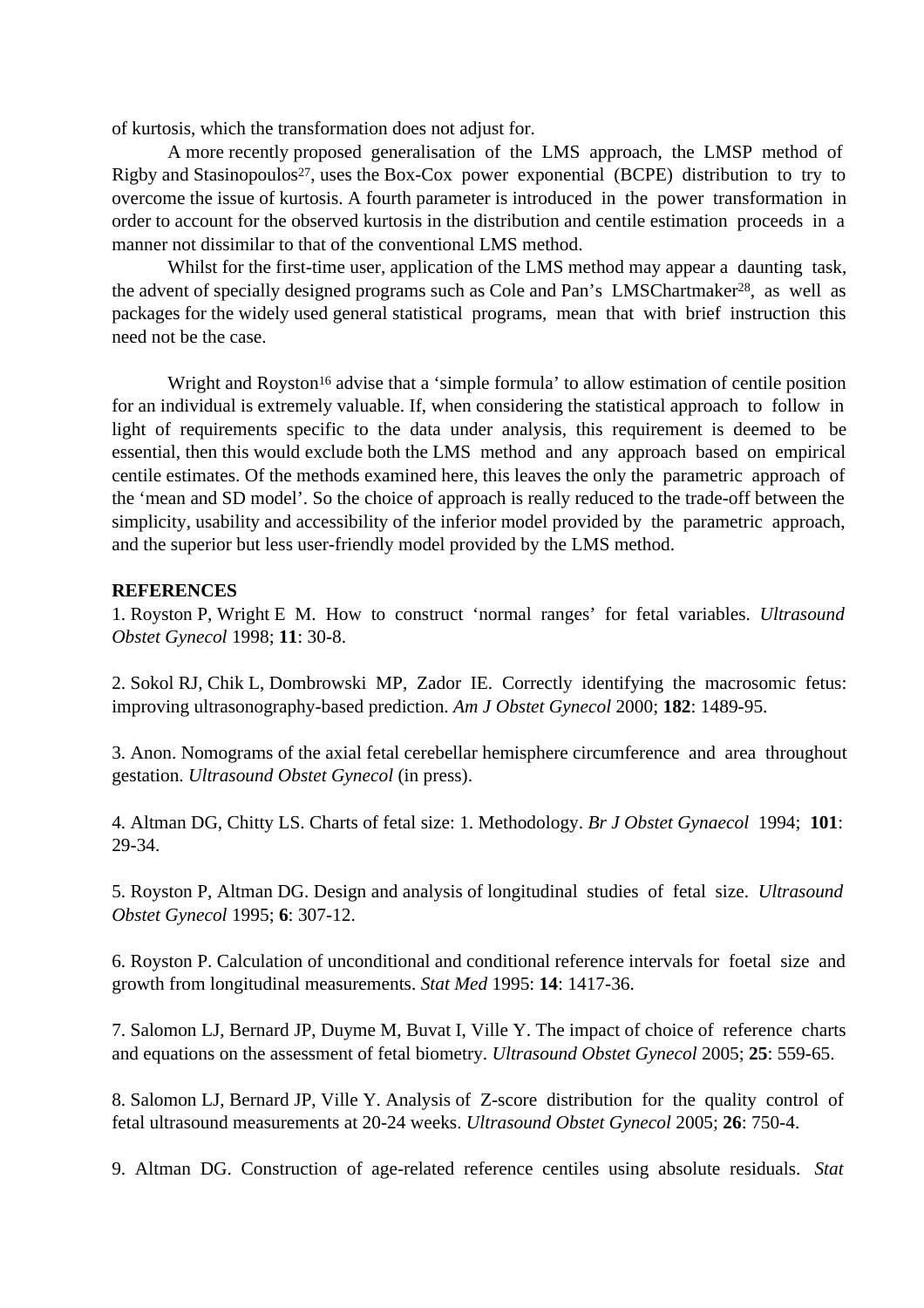of kurtosis, which the transformation does not adjust for.

A more recently proposed generalisation of the LMS approach, the LMSP method of Rigby and Stasinopoulos[27], uses the Box-Cox power exponential (BCPE) distribution to try to overcome the issue of kurtosis. A fourth parameter is introduced in the power transformation in order to account for the observed kurtosis in the distribution and centile estimation proceeds in a manner not dissimilar to that of the conventional LMS method.

Whilst for the first-time user, application of the LMS method may appear a daunting task, the advent of specially designed programs such as Cole and Pan's LMSChartmaker[28], as well as packages for the widely used general statistical programs, mean that with brief instruction this need not be the case.

Wright and Royston[16] advise that a 'simple formula' to allow estimation of centile position for an individual is extremely valuable. If, when considering the statistical approach to follow in light of requirements specific to the data under analysis, this requirement is deemed to be essential, then this would exclude both the LMS method and any approach based on empirical centile estimates. Of the methods examined here, this leaves the only the parametric approach of the 'mean and SD model'. So the choice of approach is really reduced to the trade-off between the simplicity, usability and accessibility of the inferior model provided by the parametric approach, and the superior but less user-friendly model provided by the LMS method.

**REFERENCES**

1. Royston P, Wright E M. How to construct 'normal ranges' for fetal variables. *Ultrasound Obstet Gynecol* 1998; **11**: 30-8.

2. Sokol RJ, Chik L, Dombrowski MP, Zador IE. Correctly identifying the macrosomic fetus: improving ultrasonography-based prediction. *Am J Obstet Gynecol* 2000; **182**: 1489-95.

3. Anon. Nomograms of the axial fetal cerebellar hemisphere circumference and area throughout gestation. *Ultrasound Obstet Gynecol* (in press).

4. Altman DG, Chitty LS. Charts of fetal size: 1. Methodology. *Br J Obstet Gynaecol* 1994; **101**: 29-34.

5. Royston P, Altman DG. Design and analysis of longitudinal studies of fetal size. *Ultrasound Obstet Gynecol* 1995; **6**: 307-12.

6. Royston P. Calculation of unconditional and conditional reference intervals for foetal size and growth from longitudinal measurements. *Stat Med* 1995: **14**: 1417-36.

7. Salomon LJ, Bernard JP, Duyme M, Buvat I, Ville Y. The impact of choice of reference charts and equations on the assessment of fetal biometry. *Ultrasound Obstet Gynecol* 2005; **25**: 559-65.

8. Salomon LJ, Bernard JP, Ville Y. Analysis of Z-score distribution for the quality control of fetal ultrasound measurements at 20-24 weeks. *Ultrasound Obstet Gynecol* 2005; **26**: 750-4.

9. Altman DG. Construction of age-related reference centiles using absolute residuals. *Stat*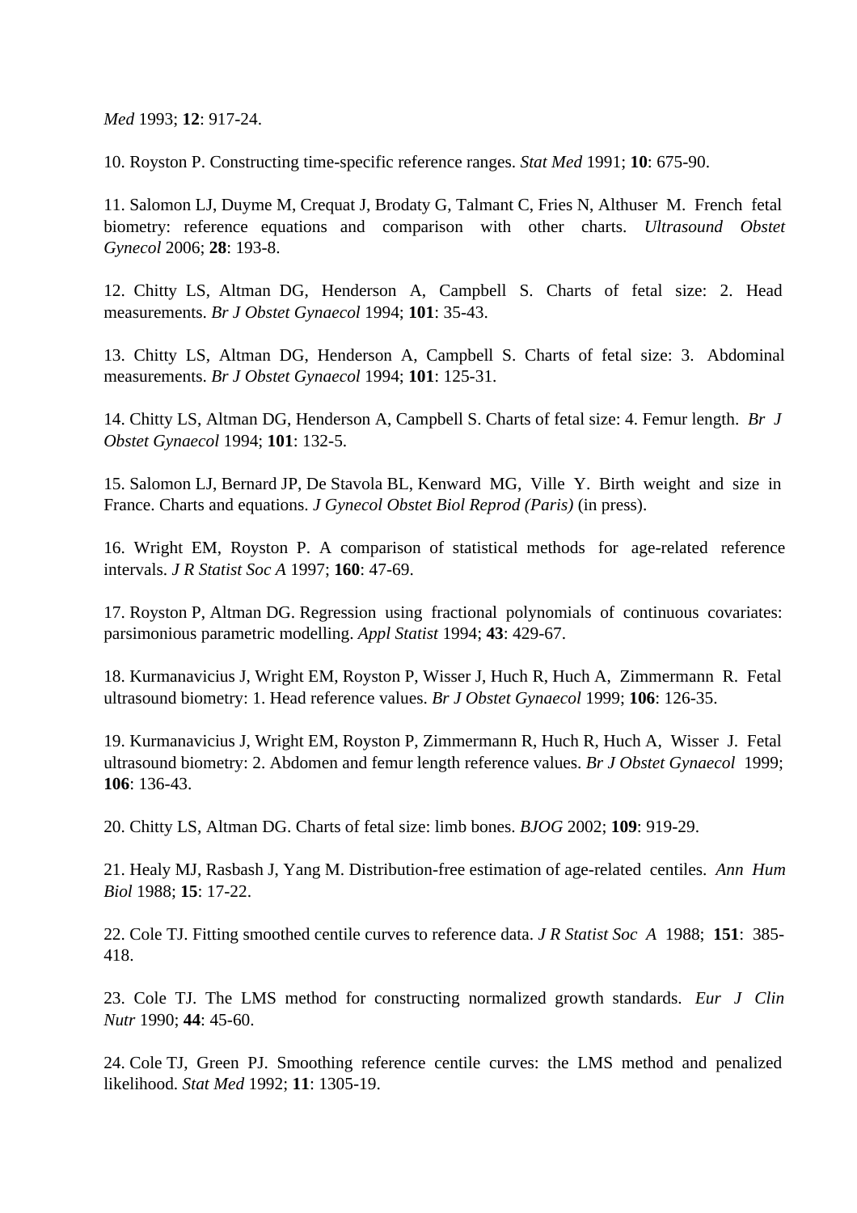*Med* 1993; **12**: 917-24.

10. Royston P. Constructing time-specific reference ranges. *Stat Med* 1991; **10**: 675-90.

11. Salomon LJ, Duyme M, Crequat J, Brodaty G, Talmant C, Fries N, Althuser M. French fetal biometry: reference equations and comparison with other charts. *Ultrasound Obstet Gynecol* 2006; **28**: 193-8.

12. Chitty LS, Altman DG, Henderson A, Campbell S. Charts of fetal size: 2. Head measurements. *Br J Obstet Gynaecol* 1994; **101**: 35-43.

13. Chitty LS, Altman DG, Henderson A, Campbell S. Charts of fetal size: 3. Abdominal measurements. *Br J Obstet Gynaecol* 1994; **101**: 125-31.

14. Chitty LS, Altman DG, Henderson A, Campbell S. Charts of fetal size: 4. Femur length. *Br J Obstet Gynaecol* 1994; **101**: 132-5.

15. Salomon LJ, Bernard JP, De Stavola BL, Kenward MG, Ville Y. Birth weight and size in France. Charts and equations. *J Gynecol Obstet Biol Reprod (Paris)* (in press).

16. Wright EM, Royston P. A comparison of statistical methods for age-related reference intervals. *J R Statist Soc A* 1997; **160**: 47-69.

17. Royston P, Altman DG. Regression using fractional polynomials of continuous covariates: parsimonious parametric modelling. *Appl Statist* 1994; **43**: 429-67.

18. Kurmanavicius J, Wright EM, Royston P, Wisser J, Huch R, Huch A, Zimmermann R. Fetal ultrasound biometry: 1. Head reference values. *Br J Obstet Gynaecol* 1999; **106**: 126-35.

19. Kurmanavicius J, Wright EM, Royston P, Zimmermann R, Huch R, Huch A, Wisser J. Fetal ultrasound biometry: 2. Abdomen and femur length reference values. *Br J Obstet Gynaecol* 1999; **106**: 136-43.

20. Chitty LS, Altman DG. Charts of fetal size: limb bones. *BJOG* 2002; **109**: 919-29.

21. Healy MJ, Rasbash J, Yang M. Distribution-free estimation of age-related centiles. *Ann Hum Biol* 1988; **15**: 17-22.

22. Cole TJ. Fitting smoothed centile curves to reference data. *J R Statist Soc A* 1988; **151**: 385-418.

23. Cole TJ. The LMS method for constructing normalized growth standards. *Eur J Clin Nutr* 1990; **44**: 45-60.

24. Cole TJ, Green PJ. Smoothing reference centile curves: the LMS method and penalized likelihood. *Stat Med* 1992; **11**: 1305-19.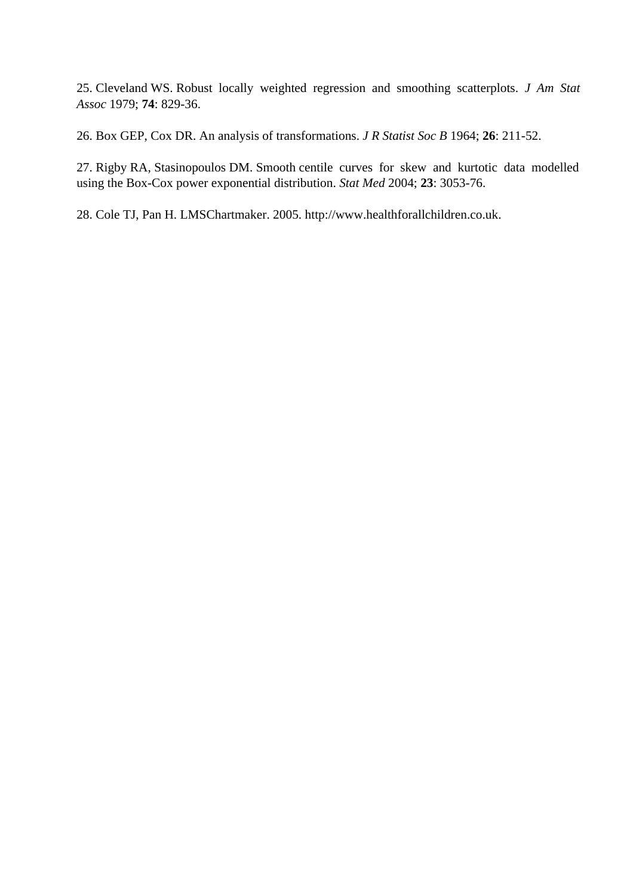25. Cleveland WS. Robust locally weighted regression and smoothing scatterplots. *J Am Stat Assoc* 1979; **74**: 829-36.

26. Box GEP, Cox DR. An analysis of transformations. *J R Statist Soc B* 1964; **26**: 211-52.

27. Rigby RA, Stasinopoulos DM. Smooth centile curves for skew and kurtotic data modelled using the Box-Cox power exponential distribution. *Stat Med* 2004; **23**: 3053-76.

28. Cole TJ, Pan H. LMSChartmaker. 2005. http://www.healthforallchildren.co.uk.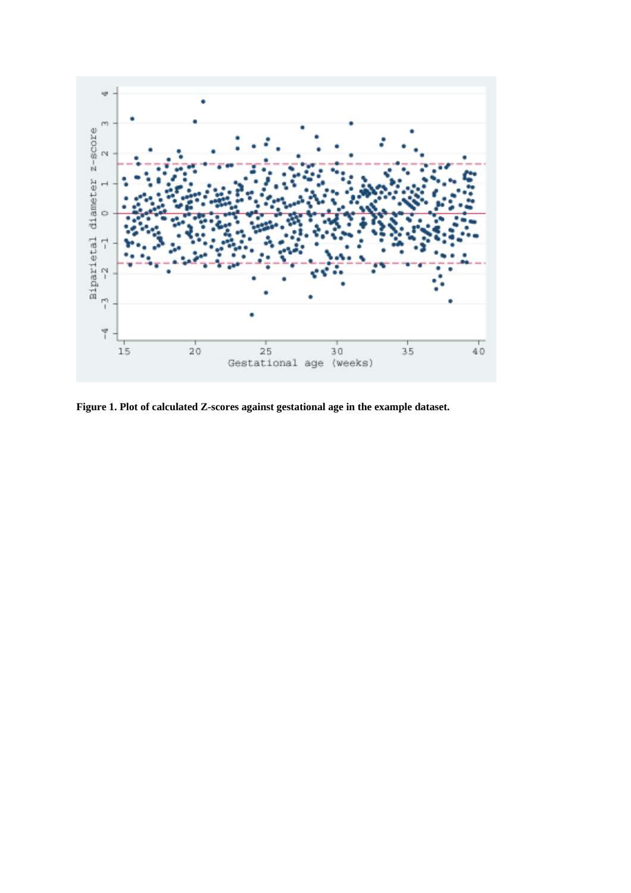**Figure 1. Plot of calculated Z-scores against gestational age in the example dataset.**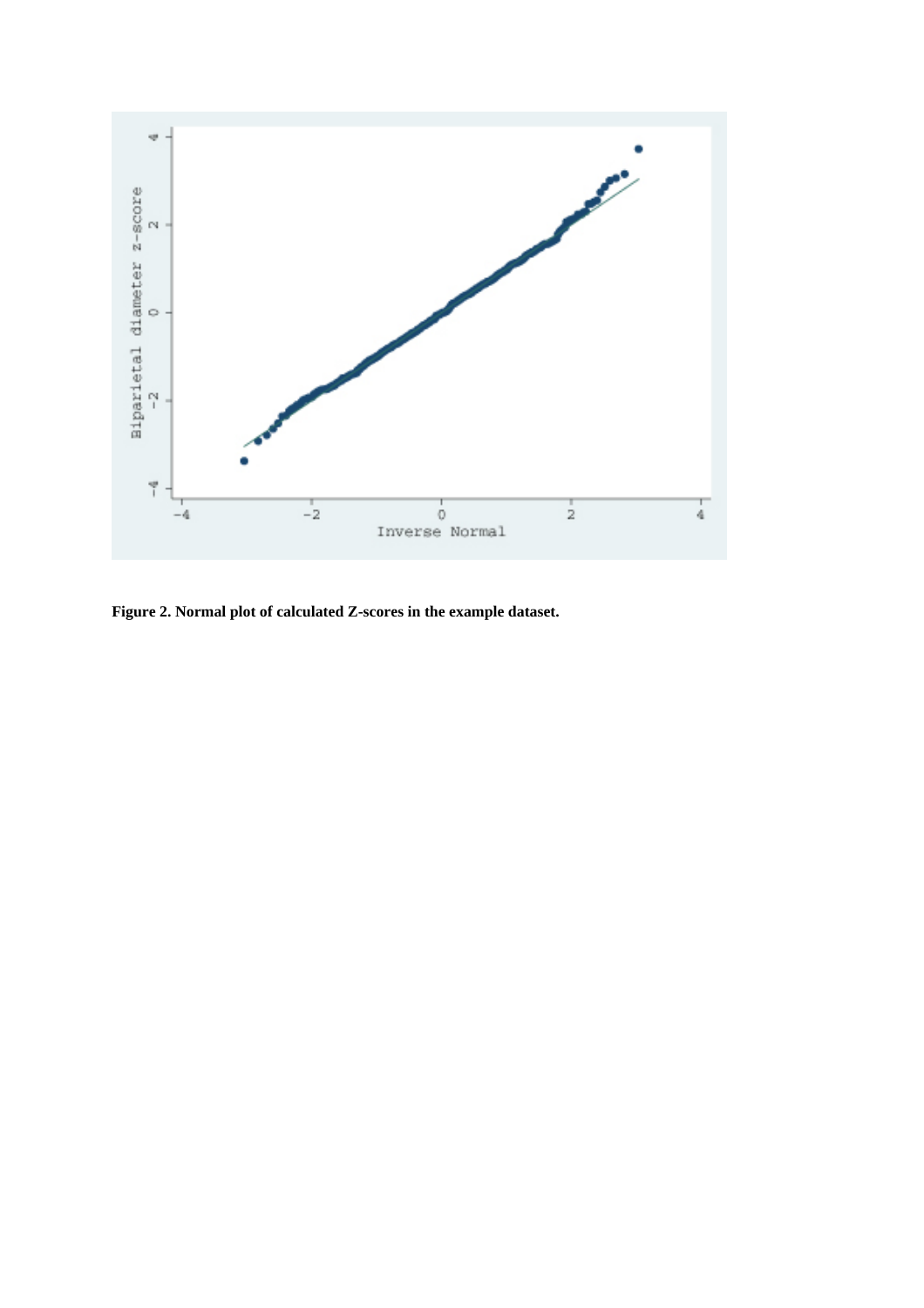**Figure 2. Normal plot of calculated Z-scores in the example dataset.**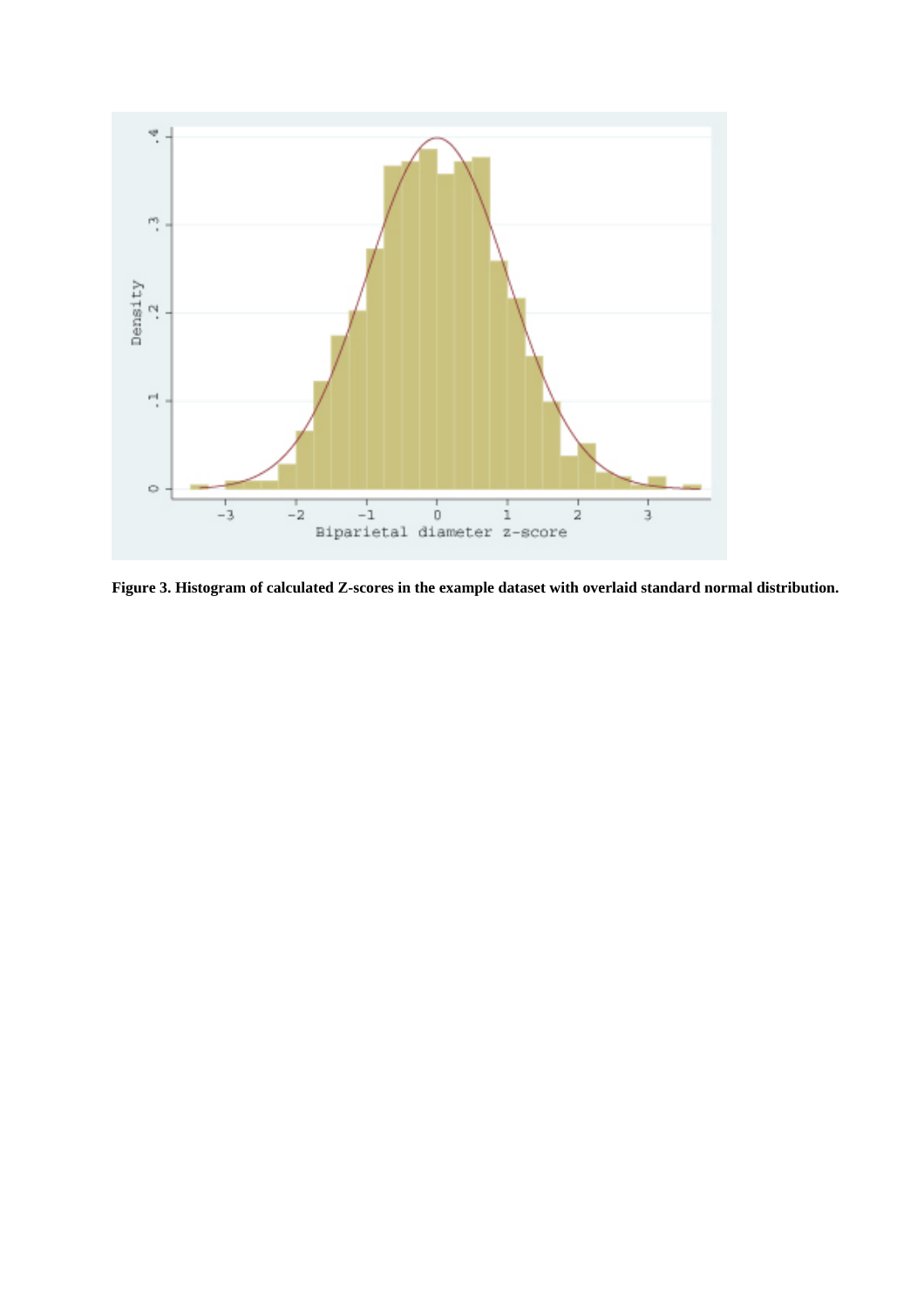**Figure 3. Histogram of calculated Z-scores in the example dataset with overlaid standard normal distribution.**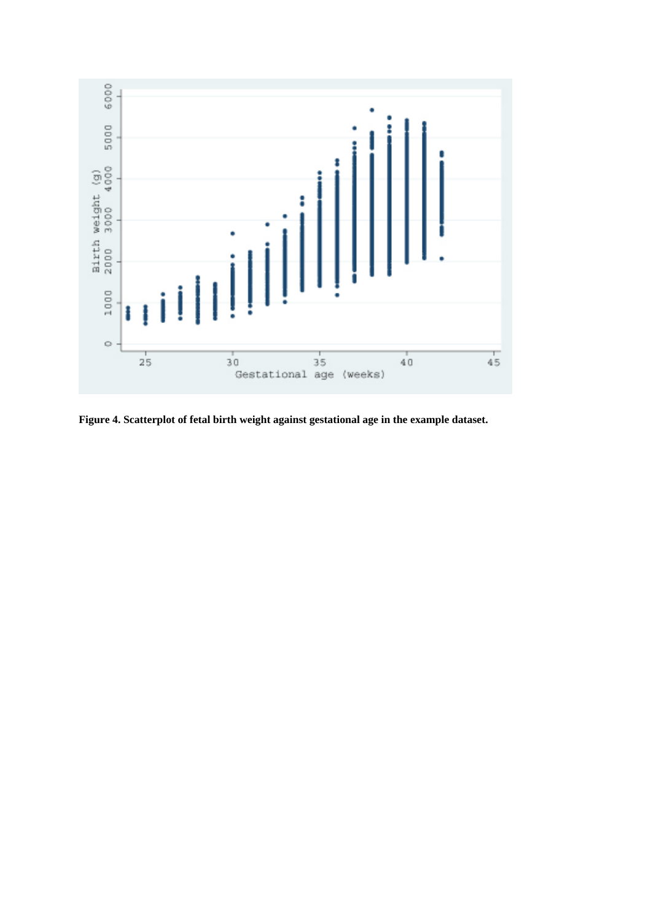**Figure 4. Scatterplot of fetal birth weight against gestational age in the example dataset.**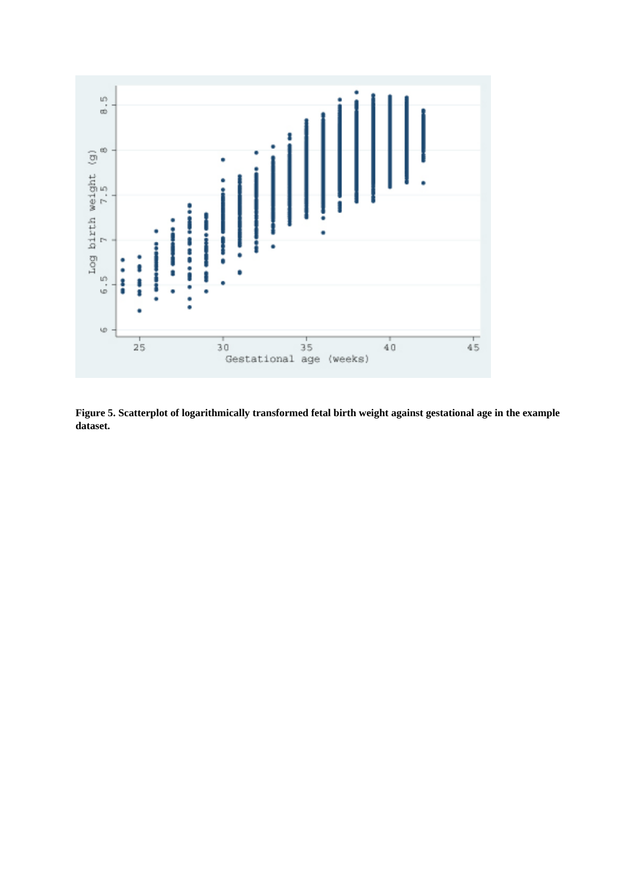Log birth weight (g)

8.5
8
7.5
7
6.5
6

25
30
35
40
45

Gestational age (weeks)

**Figure 5. Scatterplot of logarithmically transformed fetal birth weight against gestational age in the example dataset.**